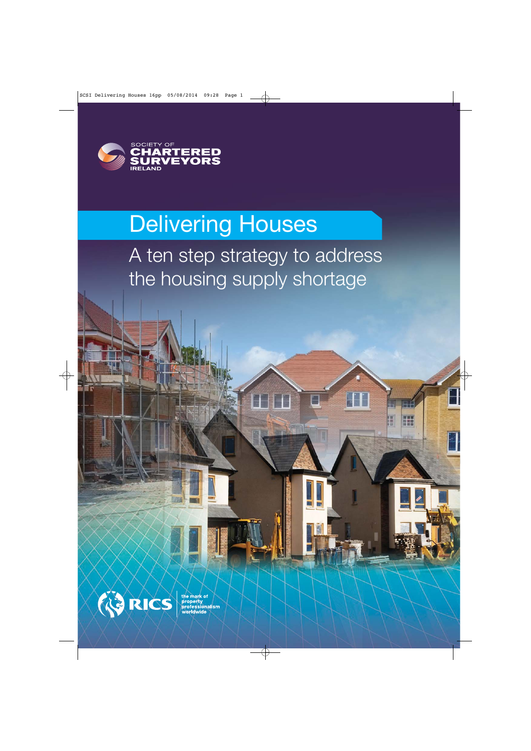SOCIETY OF CHARTERED SURVEYORS IRELAND

# Delivering Houses

## A ten step strategy to address the housing supply shortage

RICS the mark of property professionalism worldwide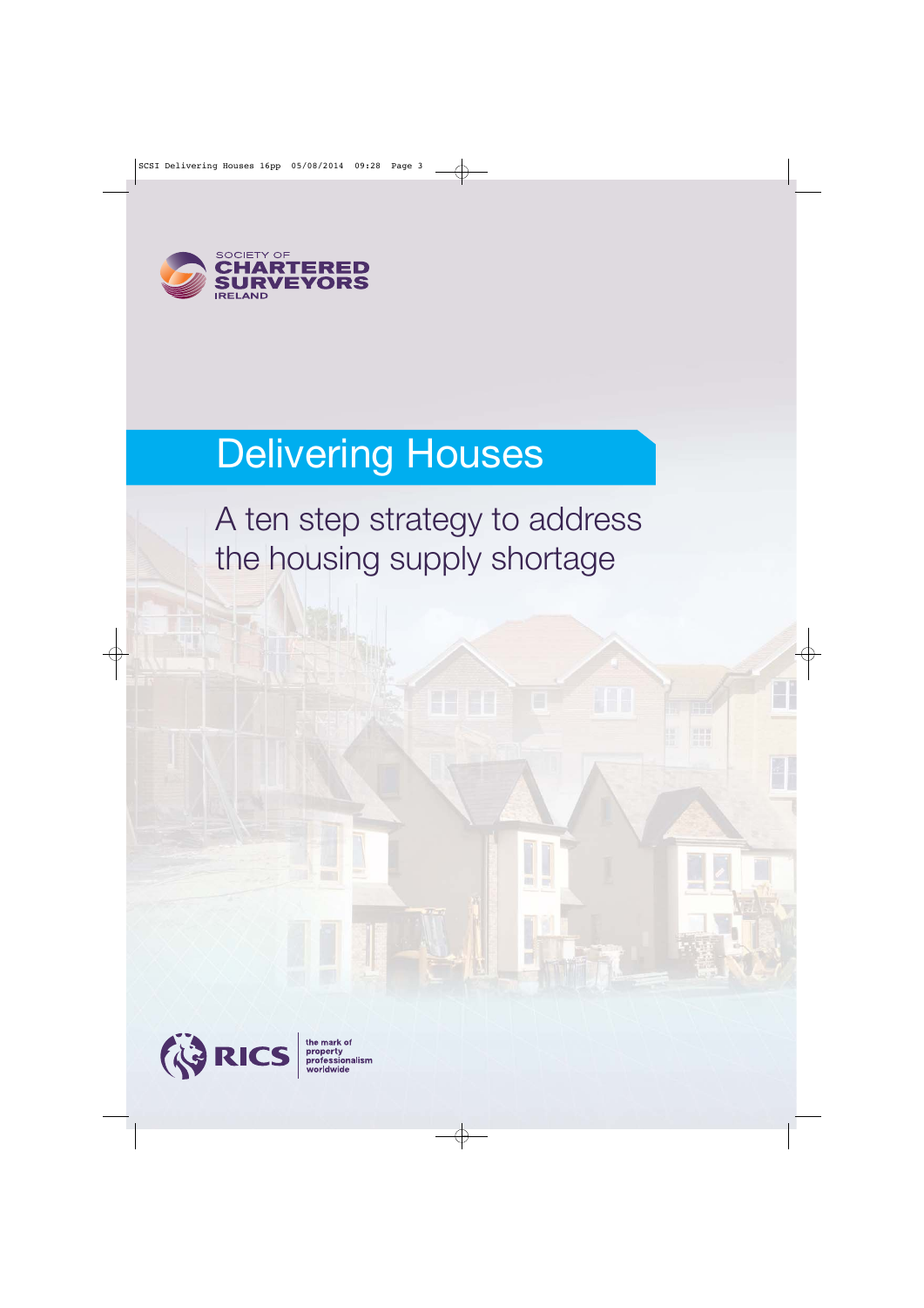SOCIETY OF CHARTERED SURVEYORS IRELAND

# Delivering Houses

## A ten step strategy to address the housing supply shortage

RICS the mark of property professionalism worldwide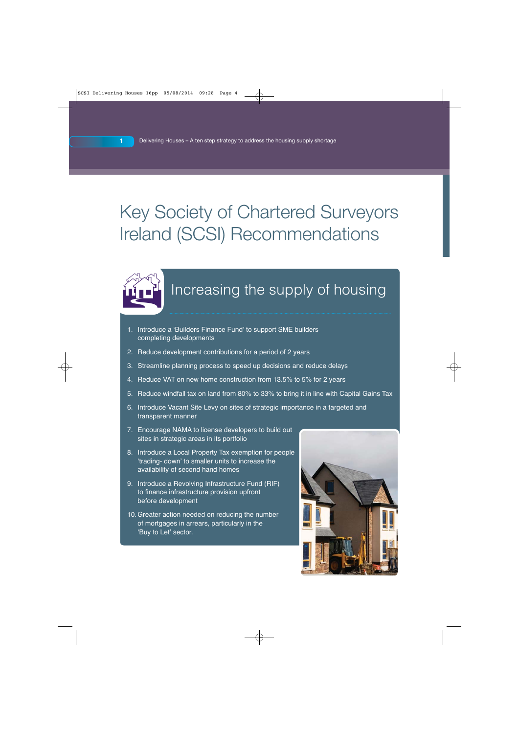# Key Society of Chartered Surveyors Ireland (SCSI) Recommendations

## Increasing the supply of housing

1. Introduce a 'Builders Finance Fund' to support SME builders completing developments
2. Reduce development contributions for a period of 2 years
3. Streamline planning process to speed up decisions and reduce delays
4. Reduce VAT on new home construction from 13.5% to 5% for 2 years
5. Reduce windfall tax on land from 80% to 33% to bring it in line with Capital Gains Tax
6. Introduce Vacant Site Levy on sites of strategic importance in a targeted and transparent manner
7. Encourage NAMA to license developers to build out sites in strategic areas in its portfolio
8. Introduce a Local Property Tax exemption for people 'trading- down' to smaller units to increase the availability of second hand homes
9. Introduce a Revolving Infrastructure Fund (RIF) to finance infrastructure provision upfront before development
10. Greater action needed on reducing the number of mortgages in arrears, particularly in the 'Buy to Let' sector.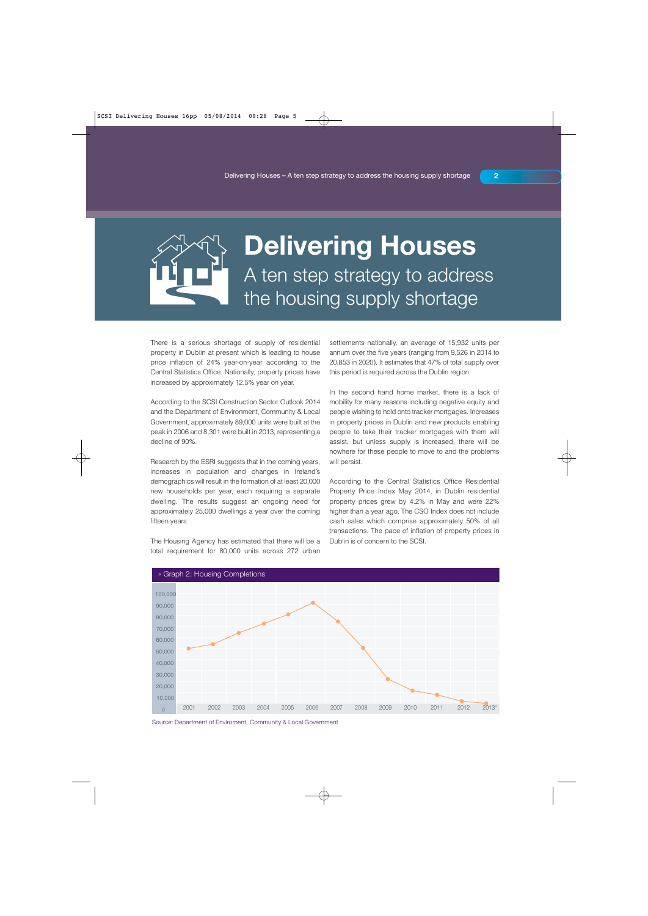# Delivering Houses

## A ten step strategy to address the housing supply shortage

There is a serious shortage of supply of residential property in Dublin at present which is leading to house price inflation of 24% year-on-year according to the Central Statistics Office. Nationally, property prices have increased by approximately 12.5% year on year.

According to the SCSI Construction Sector Outlook 2014 and the Department of Environment, Community & Local Government, approximately 89,000 units were built at the peak in 2006 and 8,301 were built in 2013, representing a decline of 90%.

Research by the ESRI suggests that in the coming years, increases in population and changes in Ireland's demographics will result in the formation of at least 20,000 new households per year, each requiring a separate dwelling. The results suggest an ongoing need for approximately 25,000 dwellings a year over the coming fifteen years.

The Housing Agency has estimated that there will be a total requirement for 80,000 units across 272 urban settlements nationally, an average of 15,932 units per annum over the five years (ranging from 9,526 in 2014 to 20,853 in 2020). It estimates that 47% of total supply over this period is required across the Dublin region.

In the second hand home market, there is a lack of mobility for many reasons including negative equity and people wishing to hold onto tracker mortgages. Increases in property prices in Dublin and new products enabling people to take their tracker mortgages with them will assist, but unless supply is increased, there will be nowhere for these people to move to and the problems will persist.

According to the Central Statistics Office Residential Property Price Index May 2014, in Dublin residential property prices grew by 4.2% in May and were 22% higher than a year ago. The CSO Index does not include cash sales which comprise approximately 50% of all transactions. The pace of inflation of property prices in Dublin is of concern to the SCSI.

» Graph 2: Housing Completions

Y-axis: 0 to 100,000 (increments of 10,000). X-axis: 2001, 2002, 2003, 2004, 2005, 2006, 2007, 2008, 2009, 2010, 2011, 2012, 2013*

Source: Department of Enviroment, Community & Local Government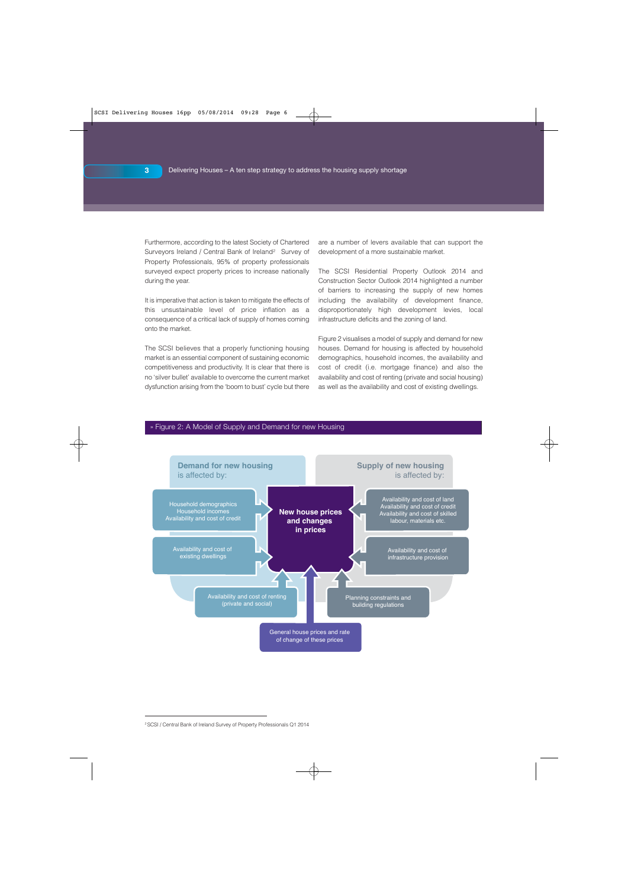Furthermore, according to the latest Society of Chartered Surveyors Ireland / Central Bank of Ireland[2] Survey of Property Professionals, 95% of property professionals surveyed expect property prices to increase nationally during the year.

It is imperative that action is taken to mitigate the effects of this unsustainable level of price inflation as a consequence of a critical lack of supply of homes coming onto the market.

The SCSI believes that a properly functioning housing market is an essential component of sustaining economic competitiveness and productivity. It is clear that there is no 'silver bullet' available to overcome the current market dysfunction arising from the 'boom to bust' cycle but there are a number of levers available that can support the development of a more sustainable market.

The SCSI Residential Property Outlook 2014 and Construction Sector Outlook 2014 highlighted a number of barriers to increasing the supply of new homes including the availability of development finance, disproportionately high development levies, local infrastructure deficits and the zoning of land.

Figure 2 visualises a model of supply and demand for new houses. Demand for housing is affected by household demographics, household incomes, the availability and cost of credit (i.e. mortgage finance) and also the availability and cost of renting (private and social housing) as well as the availability and cost of existing dwellings.

» Figure 2: A Model of Supply and Demand for new Housing

**Demand for new housing** is affected by:

- Household demographics, Household incomes, Availability and cost of credit
- Availability and cost of existing dwellings
- Availability and cost of renting (private and social)

**Supply of new housing** is affected by:

- Availability and cost of land, Availability and cost of credit, Availability and cost of skilled labour, materials etc.
- Availability and cost of infrastructure provision
- Planning constraints and building regulations

**New house prices and changes in prices**

General house prices and rate of change of these prices

[2] SCSI / Central Bank of Ireland Survey of Property Professionals Q1 2014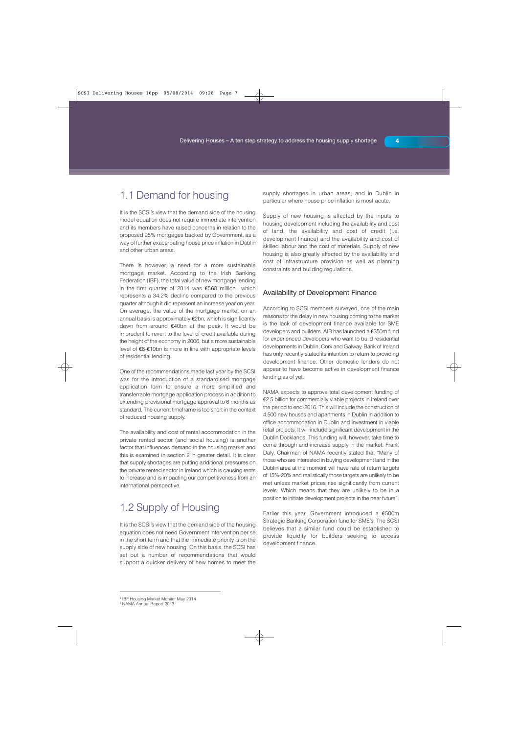## 1.1 Demand for housing

It is the SCSI's view that the demand side of the housing model equation does not require immediate intervention and its members have raised concerns in relation to the proposed 95% mortgages backed by Government, as a way of further exacerbating house price inflation in Dublin and other urban areas.

There is however, a need for a more sustainable mortgage market. According to the Irish Banking Federation (IBF), the total value of new mortgage lending in the first quarter of 2014 was €568 million which represents a 34.2% decline compared to the previous quarter although it did represent an increase year on year. On average, the value of the mortgage market on an annual basis is approximately €2bn, which is significantly down from around €40bn at the peak. It would be imprudent to revert to the level of credit available during the height of the economy in 2006, but a more sustainable level of €8-€10bn is more in line with appropriate levels of residential lending.

One of the recommendations made last year by the SCSI was for the introduction of a standardised mortgage application form to ensure a more simplified and transferrable mortgage application process in addition to extending provisional mortgage approval to 6 months as standard. The current timeframe is too short in the context of reduced housing supply.

The availability and cost of rental accommodation in the private rented sector (and social housing) is another factor that influences demand in the housing market and this is examined in section 2 in greater detail. It is clear that supply shortages are putting additional pressures on the private rented sector in Ireland which is causing rents to increase and is impacting our competitiveness from an international perspective.

## 1.2 Supply of Housing

It is the SCSI's view that the demand side of the housing equation does not need Government intervention per se in the short term and that the immediate priority is on the supply side of new housing. On this basis, the SCSI has set out a number of recommendations that would support a quicker delivery of new homes to meet the supply shortages in urban areas, and in Dublin in particular where house price inflation is most acute.

Supply of new housing is affected by the inputs to housing development including the availability and cost of land, the availability and cost of credit (i.e. development finance) and the availability and cost of skilled labour and the cost of materials. Supply of new housing is also greatly affected by the availability and cost of infrastructure provision as well as planning constraints and building regulations.

### Availability of Development Finance

According to SCSI members surveyed, one of the main reasons for the delay in new housing coming to the market is the lack of development finance available for SME developers and builders. AIB has launched a €350m fund for experienced developers who want to build residential developments in Dublin, Cork and Galway. Bank of Ireland has only recently stated its intention to return to providing development finance. Other domestic lenders do not appear to have become active in development finance lending as of yet.

NAMA expects to approve total development funding of €2.5 billion for commercially viable projects in Ireland over the period to end-2016. This will include the construction of 4,500 new houses and apartments in Dublin in addition to office accommodation in Dublin and investment in viable retail projects. It will include significant development in the Dublin Docklands. This funding will, however, take time to come through and increase supply in the market. Frank Daly, Chairman of NAMA recently stated that "Many of those who are interested in buying development land in the Dublin area at the moment will have rate of return targets of 15%-20% and realistically those targets are unlikely to be met unless market prices rise significantly from current levels. Which means that they are unlikely to be in a position to initiate development projects in the near future".

Earlier this year, Government introduced a €500m Strategic Banking Corporation fund for SME's. The SCSI believes that a similar fund could be established to provide liquidity for builders seeking to access development finance.

---

[3] IBF Housing Market Monitor May 2014

[4] NAMA Annual Report 2013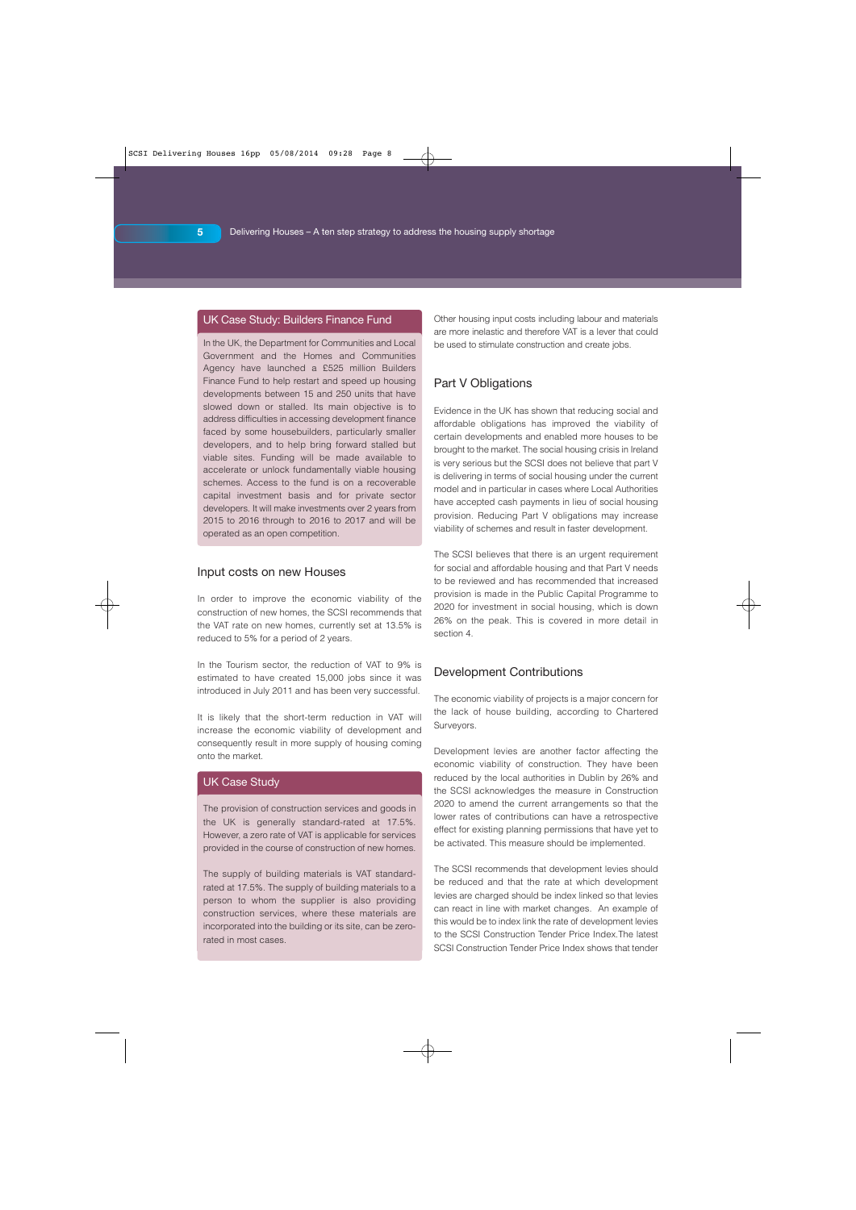## UK Case Study: Builders Finance Fund

In the UK, the Department for Communities and Local Government and the Homes and Communities Agency have launched a £525 million Builders Finance Fund to help restart and speed up housing developments between 15 and 250 units that have slowed down or stalled. Its main objective is to address difficulties in accessing development finance faced by some housebuilders, particularly smaller developers, and to help bring forward stalled but viable sites. Funding will be made available to accelerate or unlock fundamentally viable housing schemes. Access to the fund is on a recoverable capital investment basis and for private sector developers. It will make investments over 2 years from 2015 to 2016 through to 2016 to 2017 and will be operated as an open competition.

## Input costs on new Houses

In order to improve the economic viability of the construction of new homes, the SCSI recommends that the VAT rate on new homes, currently set at 13.5% is reduced to 5% for a period of 2 years.

In the Tourism sector, the reduction of VAT to 9% is estimated to have created 15,000 jobs since it was introduced in July 2011 and has been very successful.

It is likely that the short-term reduction in VAT will increase the economic viability of development and consequently result in more supply of housing coming onto the market.

## UK Case Study

The provision of construction services and goods in the UK is generally standard-rated at 17.5%. However, a zero rate of VAT is applicable for services provided in the course of construction of new homes.

The supply of building materials is VAT standard-rated at 17.5%. The supply of building materials to a person to whom the supplier is also providing construction services, where these materials are incorporated into the building or its site, can be zero-rated in most cases.

Other housing input costs including labour and materials are more inelastic and therefore VAT is a lever that could be used to stimulate construction and create jobs.

## Part V Obligations

Evidence in the UK has shown that reducing social and affordable obligations has improved the viability of certain developments and enabled more houses to be brought to the market. The social housing crisis in Ireland is very serious but the SCSI does not believe that part V is delivering in terms of social housing under the current model and in particular in cases where Local Authorities have accepted cash payments in lieu of social housing provision. Reducing Part V obligations may increase viability of schemes and result in faster development.

The SCSI believes that there is an urgent requirement for social and affordable housing and that Part V needs to be reviewed and has recommended that increased provision is made in the Public Capital Programme to 2020 for investment in social housing, which is down 26% on the peak. This is covered in more detail in section 4.

## Development Contributions

The economic viability of projects is a major concern for the lack of house building, according to Chartered Surveyors.

Development levies are another factor affecting the economic viability of construction. They have been reduced by the local authorities in Dublin by 26% and the SCSI acknowledges the measure in Construction 2020 to amend the current arrangements so that the lower rates of contributions can have a retrospective effect for existing planning permissions that have yet to be activated. This measure should be implemented.

The SCSI recommends that development levies should be reduced and that the rate at which development levies are charged should be index linked so that levies can react in line with market changes. An example of this would be to index link the rate of development levies to the SCSI Construction Tender Price Index.The latest SCSI Construction Tender Price Index shows that tender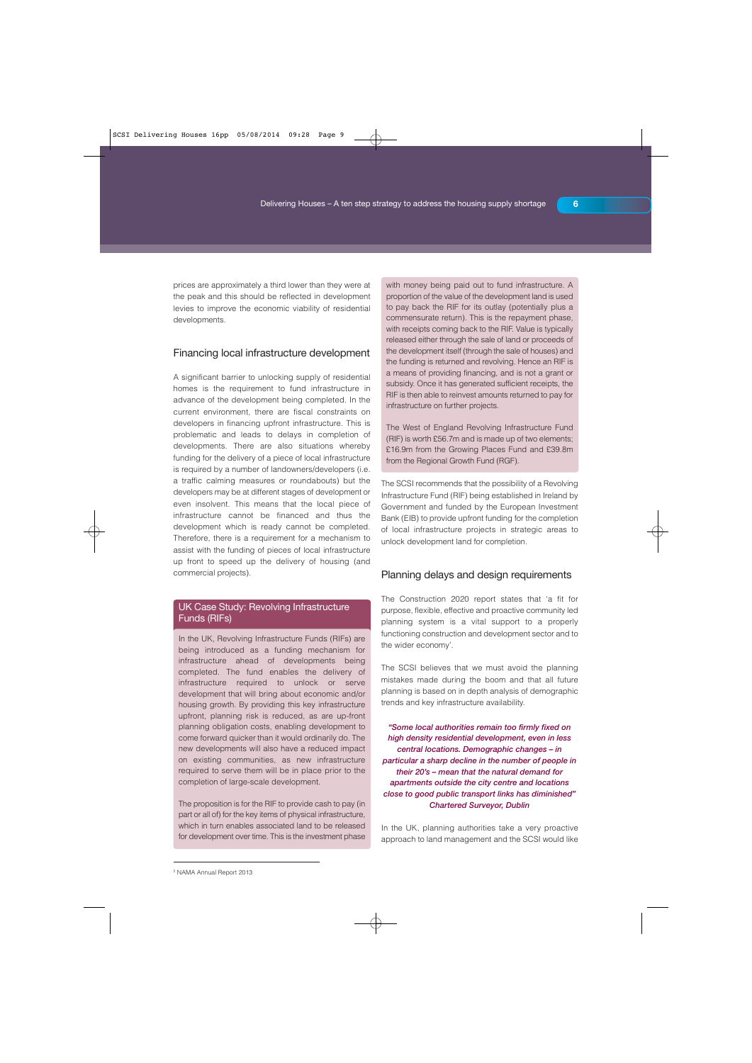prices are approximately a third lower than they were at the peak and this should be reflected in development levies to improve the economic viability of residential developments.

## Financing local infrastructure development

A significant barrier to unlocking supply of residential homes is the requirement to fund infrastructure in advance of the development being completed. In the current environment, there are fiscal constraints on developers in financing upfront infrastructure. This is problematic and leads to delays in completion of developments. There are also situations whereby funding for the delivery of a piece of local infrastructure is required by a number of landowners/developers (i.e. a traffic calming measures or roundabouts) but the developers may be at different stages of development or even insolvent. This means that the local piece of infrastructure cannot be financed and thus the development which is ready cannot be completed. Therefore, there is a requirement for a mechanism to assist with the funding of pieces of local infrastructure up front to speed up the delivery of housing (and commercial projects).

### UK Case Study: Revolving Infrastructure Funds (RIFs)

In the UK, Revolving Infrastructure Funds (RIFs) are being introduced as a funding mechanism for infrastructure ahead of developments being completed. The fund enables the delivery of infrastructure required to unlock or serve development that will bring about economic and/or housing growth. By providing this key infrastructure upfront, planning risk is reduced, as are up-front planning obligation costs, enabling development to come forward quicker than it would ordinarily do. The new developments will also have a reduced impact on existing communities, as new infrastructure required to serve them will be in place prior to the completion of large-scale development.

The proposition is for the RIF to provide cash to pay (in part or all of) for the key items of physical infrastructure, which in turn enables associated land to be released for development over time. This is the investment phase with money being paid out to fund infrastructure. A proportion of the value of the development land is used to pay back the RIF for its outlay (potentially plus a commensurate return). This is the repayment phase, with receipts coming back to the RIF. Value is typically released either through the sale of land or proceeds of the development itself (through the sale of houses) and the funding is returned and revolving. Hence an RIF is a means of providing financing, and is not a grant or subsidy. Once it has generated sufficient receipts, the RIF is then able to reinvest amounts returned to pay for infrastructure on further projects.

The West of England Revolving Infrastructure Fund (RIF) is worth £56.7m and is made up of two elements; £16.9m from the Growing Places Fund and £39.8m from the Regional Growth Fund (RGF).

The SCSI recommends that the possibility of a Revolving Infrastructure Fund (RIF) being established in Ireland by Government and funded by the European Investment Bank (EIB) to provide upfront funding for the completion of local infrastructure projects in strategic areas to unlock development land for completion.

## Planning delays and design requirements

The Construction 2020 report states that 'a fit for purpose, flexible, effective and proactive community led planning system is a vital support to a properly functioning construction and development sector and to the wider economy'.

The SCSI believes that we must avoid the planning mistakes made during the boom and that all future planning is based on in depth analysis of demographic trends and key infrastructure availability.

***"Some local authorities remain too firmly fixed on high density residential development, even in less central locations. Demographic changes – in particular a sharp decline in the number of people in their 20's – mean that the natural demand for apartments outside the city centre and locations close to good public transport links has diminished"***
***Chartered Surveyor, Dublin***

In the UK, planning authorities take a very proactive approach to land management and the SCSI would like

---

[3] NAMA Annual Report 2013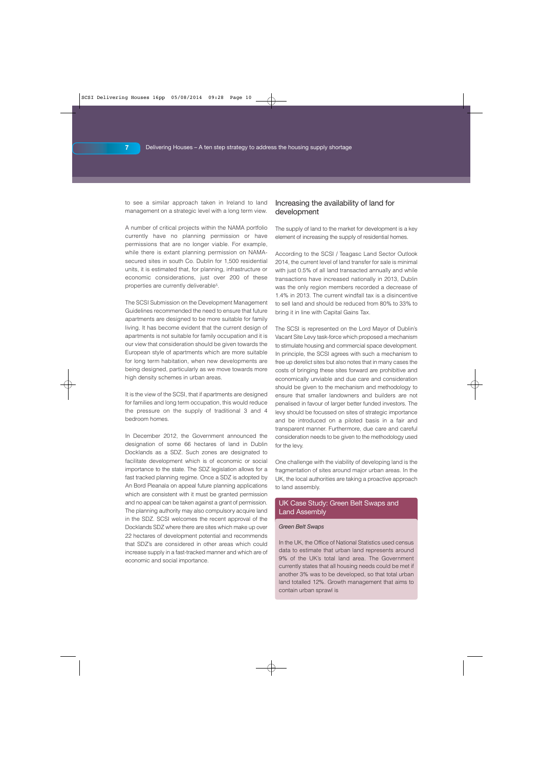to see a similar approach taken in Ireland to land management on a strategic level with a long term view.

A number of critical projects within the NAMA portfolio currently have no planning permission or have permissions that are no longer viable. For example, while there is extant planning permission on NAMA-secured sites in south Co. Dublin for 1,500 residential units, it is estimated that, for planning, infrastructure or economic considerations, just over 200 of these properties are currently deliverable[5].

The SCSI Submission on the Development Management Guidelines recommended the need to ensure that future apartments are designed to be more suitable for family living. It has become evident that the current design of apartments is not suitable for family occupation and it is our view that consideration should be given towards the European style of apartments which are more suitable for long term habitation, when new developments are being designed, particularly as we move towards more high density schemes in urban areas.

It is the view of the SCSI, that if apartments are designed for families and long term occupation, this would reduce the pressure on the supply of traditional 3 and 4 bedroom homes.

In December 2012, the Government announced the designation of some 66 hectares of land in Dublin Docklands as a SDZ. Such zones are designated to facilitate development which is of economic or social importance to the state. The SDZ legislation allows for a fast tracked planning regime. Once a SDZ is adopted by An Bord Pleanala on appeal future planning applications which are consistent with it must be granted permission and no appeal can be taken against a grant of permission. The planning authority may also compulsory acquire land in the SDZ. SCSI welcomes the recent approval of the Docklands SDZ where there are sites which make up over 22 hectares of development potential and recommends that SDZ's are considered in other areas which could increase supply in a fast-tracked manner and which are of economic and social importance.

## Increasing the availability of land for development

The supply of land to the market for development is a key element of increasing the supply of residential homes.

According to the SCSI / Teagasc Land Sector Outlook 2014, the current level of land transfer for sale is minimal with just 0.5% of all land transacted annually and while transactions have increased nationally in 2013, Dublin was the only region members recorded a decrease of 1.4% in 2013. The current windfall tax is a disincentive to sell land and should be reduced from 80% to 33% to bring it in line with Capital Gains Tax.

The SCSI is represented on the Lord Mayor of Dublin's Vacant Site Levy task-force which proposed a mechanism to stimulate housing and commercial space development. In principle, the SCSI agrees with such a mechanism to free up derelict sites but also notes that in many cases the costs of bringing these sites forward are prohibitive and economically unviable and due care and consideration should be given to the mechanism and methodology to ensure that smaller landowners and builders are not penalised in favour of larger better funded investors. The levy should be focussed on sites of strategic importance and be introduced on a piloted basis in a fair and transparent manner. Furthermore, due care and careful consideration needs to be given to the methodology used for the levy.

One challenge with the viability of developing land is the fragmentation of sites around major urban areas. In the UK, the local authorities are taking a proactive approach to land assembly.

### UK Case Study: Green Belt Swaps and Land Assembly

*Green Belt Swaps*

In the UK, the Office of National Statistics used census data to estimate that urban land represents around 9% of the UK's total land area. The Government currently states that all housing needs could be met if another 3% was to be developed, so that total urban land totalled 12%. Growth management that aims to contain urban sprawl is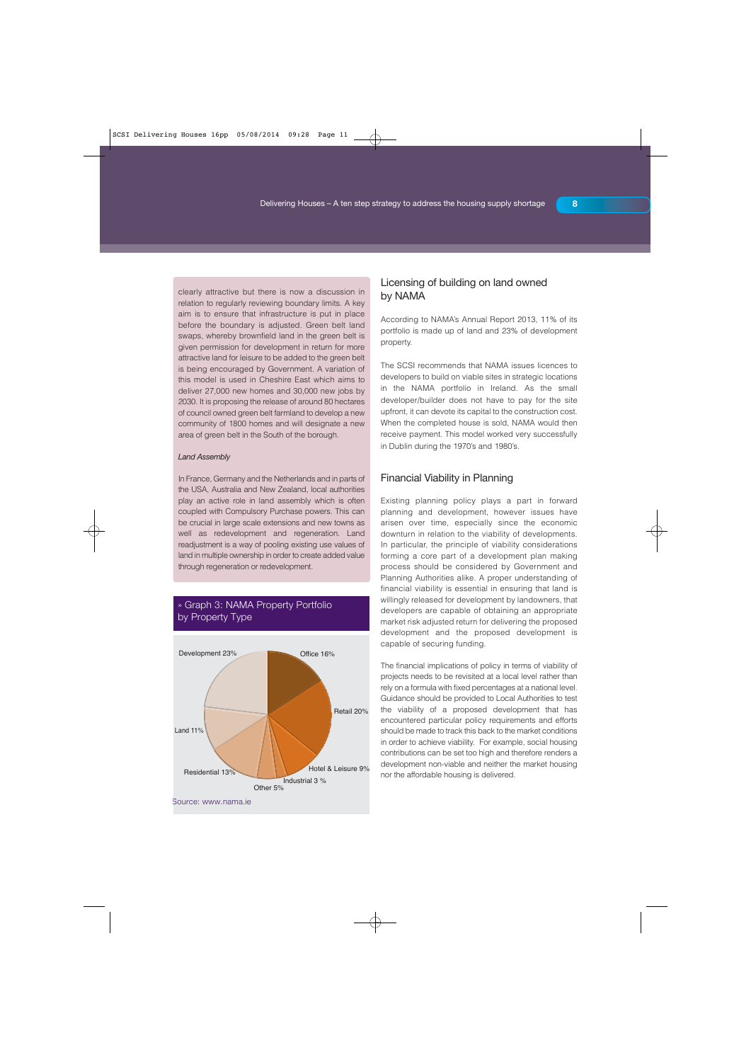clearly attractive but there is now a discussion in relation to regularly reviewing boundary limits. A key aim is to ensure that infrastructure is put in place before the boundary is adjusted. Green belt land swaps, whereby brownfield land in the green belt is given permission for development in return for more attractive land for leisure to be added to the green belt is being encouraged by Government. A variation of this model is used in Cheshire East which aims to deliver 27,000 new homes and 30,000 new jobs by 2030. It is proposing the release of around 80 hectares of council owned green belt farmland to develop a new community of 1800 homes and will designate a new area of green belt in the South of the borough.

*Land Assembly*

In France, Germany and the Netherlands and in parts of the USA, Australia and New Zealand, local authorities play an active role in land assembly which is often coupled with Compulsory Purchase powers. This can be crucial in large scale extensions and new towns as well as redevelopment and regeneration. Land readjustment is a way of pooling existing use values of land in multiple ownership in order to create added value through regeneration or redevelopment.

» Graph 3: NAMA Property Portfolio by Property Type

| Property Type | Share |
|---|---|
| Development | 23% |
| Office | 16% |
| Retail | 20% |
| Hotel & Leisure | 9% |
| Industrial | 3 % |
| Other | 5% |
| Residential | 13% |
| Land | 11% |

Source: www.nama.ie

## Licensing of building on land owned by NAMA

According to NAMA's Annual Report 2013, 11% of its portfolio is made up of land and 23% of development property.

The SCSI recommends that NAMA issues licences to developers to build on viable sites in strategic locations in the NAMA portfolio in Ireland. As the small developer/builder does not have to pay for the site upfront, it can devote its capital to the construction cost. When the completed house is sold, NAMA would then receive payment. This model worked very successfully in Dublin during the 1970's and 1980's.

## Financial Viability in Planning

Existing planning policy plays a part in forward planning and development, however issues have arisen over time, especially since the economic downturn in relation to the viability of developments. In particular, the principle of viability considerations forming a core part of a development plan making process should be considered by Government and Planning Authorities alike. A proper understanding of financial viability is essential in ensuring that land is willingly released for development by landowners, that developers are capable of obtaining an appropriate market risk adjusted return for delivering the proposed development and the proposed development is capable of securing funding.

The financial implications of policy in terms of viability of projects needs to be revisited at a local level rather than rely on a formula with fixed percentages at a national level. Guidance should be provided to Local Authorities to test the viability of a proposed development that has encountered particular policy requirements and efforts should be made to track this back to the market conditions in order to achieve viability. For example, social housing contributions can be set too high and therefore renders a development non-viable and neither the market housing nor the affordable housing is delivered.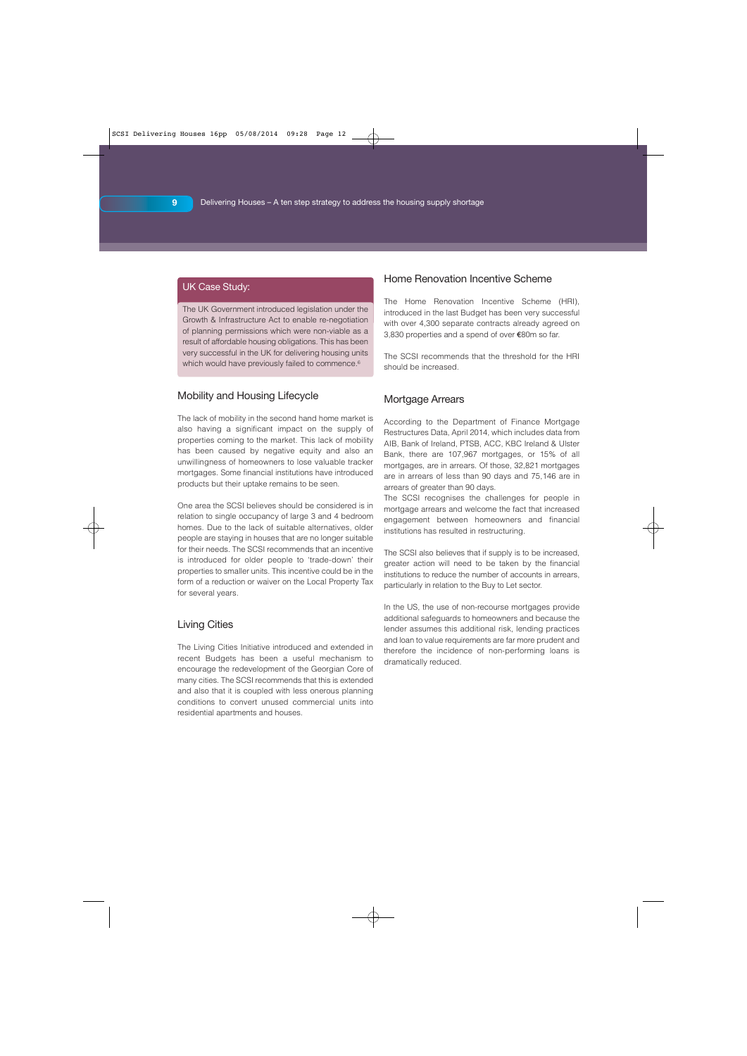## UK Case Study:

The UK Government introduced legislation under the Growth & Infrastructure Act to enable re-negotiation of planning permissions which were non-viable as a result of affordable housing obligations. This has been very successful in the UK for delivering housing units which would have previously failed to commence.[6]

## Mobility and Housing Lifecycle

The lack of mobility in the second hand home market is also having a significant impact on the supply of properties coming to the market. This lack of mobility has been caused by negative equity and also an unwillingness of homeowners to lose valuable tracker mortgages. Some financial institutions have introduced products but their uptake remains to be seen.

One area the SCSI believes should be considered is in relation to single occupancy of large 3 and 4 bedroom homes. Due to the lack of suitable alternatives, older people are staying in houses that are no longer suitable for their needs. The SCSI recommends that an incentive is introduced for older people to 'trade-down' their properties to smaller units. This incentive could be in the form of a reduction or waiver on the Local Property Tax for several years.

## Living Cities

The Living Cities Initiative introduced and extended in recent Budgets has been a useful mechanism to encourage the redevelopment of the Georgian Core of many cities. The SCSI recommends that this is extended and also that it is coupled with less onerous planning conditions to convert unused commercial units into residential apartments and houses.

## Home Renovation Incentive Scheme

The Home Renovation Incentive Scheme (HRI), introduced in the last Budget has been very successful with over 4,300 separate contracts already agreed on 3,830 properties and a spend of over €80m so far.

The SCSI recommends that the threshold for the HRI should be increased.

## Mortgage Arrears

According to the Department of Finance Mortgage Restructures Data, April 2014, which includes data from AIB, Bank of Ireland, PTSB, ACC, KBC Ireland & Ulster Bank, there are 107,967 mortgages, or 15% of all mortgages, are in arrears. Of those, 32,821 mortgages are in arrears of less than 90 days and 75,146 are in arrears of greater than 90 days.

The SCSI recognises the challenges for people in mortgage arrears and welcome the fact that increased engagement between homeowners and financial institutions has resulted in restructuring.

The SCSI also believes that if supply is to be increased, greater action will need to be taken by the financial institutions to reduce the number of accounts in arrears, particularly in relation to the Buy to Let sector.

In the US, the use of non-recourse mortgages provide additional safeguards to homeowners and because the lender assumes this additional risk, lending practices and loan to value requirements are far more prudent and therefore the incidence of non-performing loans is dramatically reduced.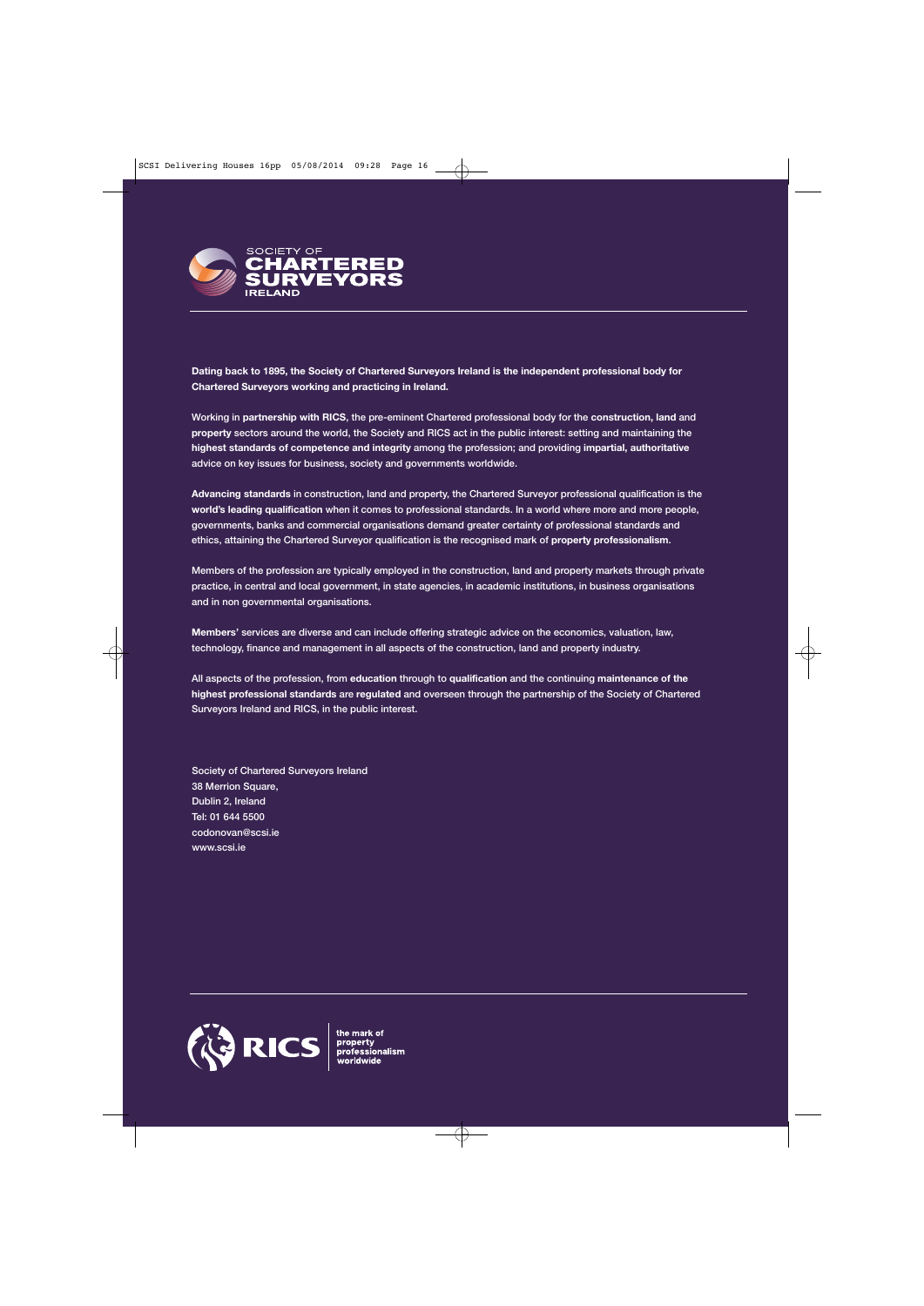SOCIETY OF CHARTERED SURVEYORS IRELAND

**Dating back to 1895, the Society of Chartered Surveyors Ireland is the independent professional body for Chartered Surveyors working and practicing in Ireland.**

Working in **partnership with RICS**, the pre-eminent Chartered professional body for the **construction, land** and **property** sectors around the world, the Society and RICS act in the public interest: setting and maintaining the **highest standards of competence and integrity** among the profession; and providing **impartial, authoritative** advice on key issues for business, society and governments worldwide.

**Advancing standards** in construction, land and property, the Chartered Surveyor professional qualification is the **world's leading qualification** when it comes to professional standards. In a world where more and more people, governments, banks and commercial organisations demand greater certainty of professional standards and ethics, attaining the Chartered Surveyor qualification is the recognised mark of **property professionalism.**

Members of the profession are typically employed in the construction, land and property markets through private practice, in central and local government, in state agencies, in academic institutions, in business organisations and in non governmental organisations.

**Members'** services are diverse and can include offering strategic advice on the economics, valuation, law, technology, finance and management in all aspects of the construction, land and property industry.

All aspects of the profession, from **education** through to **qualification** and the continuing **maintenance of the highest professional standards** are **regulated** and overseen through the partnership of the Society of Chartered Surveyors Ireland and RICS, in the public interest.

Society of Chartered Surveyors Ireland
38 Merrion Square,
Dublin 2, Ireland
Tel: 01 644 5500
codonovan@scsi.ie
www.scsi.ie

RICS the mark of property professionalism worldwide